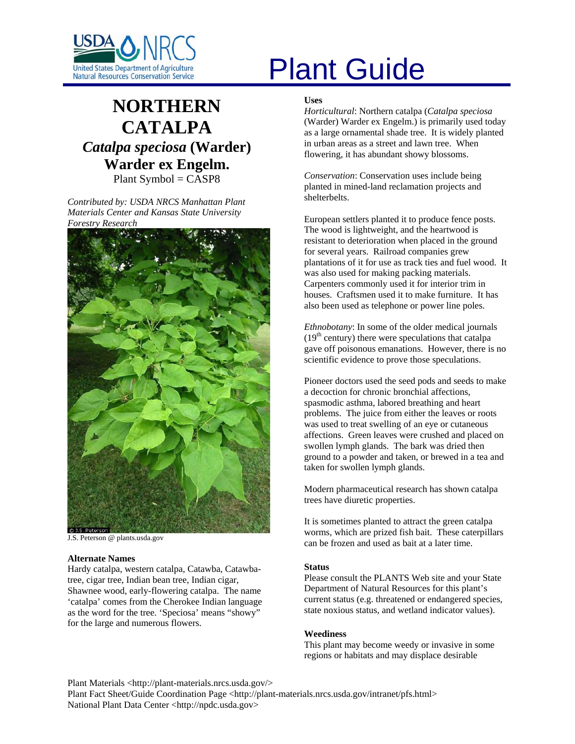# Plant Guide

# NORTHERN CATALPA

## *Catalpa speciosa* (Warder) Warder ex Engelm.

Plant Symbol = CASP8

*Contributed by: USDA NRCS Manhattan Plant Materials Center and Kansas State University Forestry Research*

J.S. Peterson @ plants.usda.gov

### Alternate Names

Hardy catalpa, western catalpa, Catawba, Catawba-tree, cigar tree, Indian bean tree, Indian cigar, Shawnee wood, early-flowering catalpa. The name 'catalpa' comes from the Cherokee Indian language as the word for the tree. 'Speciosa' means "showy" for the large and numerous flowers.

### Uses

*Horticultural*: Northern catalpa (*Catalpa speciosa* (Warder) Warder ex Engelm.) is primarily used today as a large ornamental shade tree. It is widely planted in urban areas as a street and lawn tree. When flowering, it has abundant showy blossoms.

*Conservation*: Conservation uses include being planted in mined-land reclamation projects and shelterbelts.

European settlers planted it to produce fence posts. The wood is lightweight, and the heartwood is resistant to deterioration when placed in the ground for several years. Railroad companies grew plantations of it for use as track ties and fuel wood. It was also used for making packing materials. Carpenters commonly used it for interior trim in houses. Craftsmen used it to make furniture. It has also been used as telephone or power line poles.

*Ethnobotany*: In some of the older medical journals (19th century) there were speculations that catalpa gave off poisonous emanations. However, there is no scientific evidence to prove those speculations.

Pioneer doctors used the seed pods and seeds to make a decoction for chronic bronchial affections, spasmodic asthma, labored breathing and heart problems. The juice from either the leaves or roots was used to treat swelling of an eye or cutaneous affections. Green leaves were crushed and placed on swollen lymph glands. The bark was dried then ground to a powder and taken, or brewed in a tea and taken for swollen lymph glands.

Modern pharmaceutical research has shown catalpa trees have diuretic properties.

It is sometimes planted to attract the green catalpa worms, which are prized fish bait. These caterpillars can be frozen and used as bait at a later time.

### Status

Please consult the PLANTS Web site and your State Department of Natural Resources for this plant's current status (e.g. threatened or endangered species, state noxious status, and wetland indicator values).

### Weediness

This plant may become weedy or invasive in some regions or habitats and may displace desirable

Plant Materials <http://plant-materials.nrcs.usda.gov/>
Plant Fact Sheet/Guide Coordination Page <http://plant-materials.nrcs.usda.gov/intranet/pfs.html>
National Plant Data Center <http://npdc.usda.gov>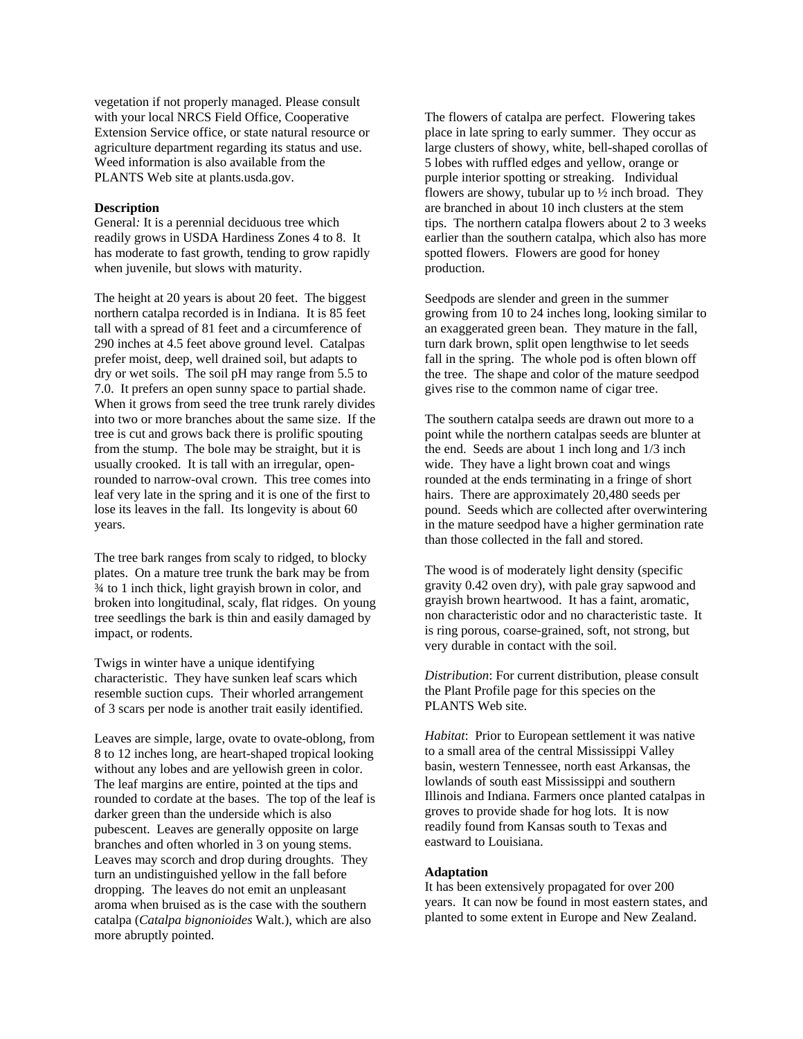vegetation if not properly managed. Please consult with your local NRCS Field Office, Cooperative Extension Service office, or state natural resource or agriculture department regarding its status and use. Weed information is also available from the PLANTS Web site at plants.usda.gov.

**Description**

General*:* It is a perennial deciduous tree which readily grows in USDA Hardiness Zones 4 to 8. It has moderate to fast growth, tending to grow rapidly when juvenile, but slows with maturity.

The height at 20 years is about 20 feet. The biggest northern catalpa recorded is in Indiana. It is 85 feet tall with a spread of 81 feet and a circumference of 290 inches at 4.5 feet above ground level. Catalpas prefer moist, deep, well drained soil, but adapts to dry or wet soils. The soil pH may range from 5.5 to 7.0. It prefers an open sunny space to partial shade. When it grows from seed the tree trunk rarely divides into two or more branches about the same size. If the tree is cut and grows back there is prolific spouting from the stump. The bole may be straight, but it is usually crooked. It is tall with an irregular, open-rounded to narrow-oval crown. This tree comes into leaf very late in the spring and it is one of the first to lose its leaves in the fall. Its longevity is about 60 years.

The tree bark ranges from scaly to ridged, to blocky plates. On a mature tree trunk the bark may be from ¾ to 1 inch thick, light grayish brown in color, and broken into longitudinal, scaly, flat ridges. On young tree seedlings the bark is thin and easily damaged by impact, or rodents.

Twigs in winter have a unique identifying characteristic. They have sunken leaf scars which resemble suction cups. Their whorled arrangement of 3 scars per node is another trait easily identified.

Leaves are simple, large, ovate to ovate-oblong, from 8 to 12 inches long, are heart-shaped tropical looking without any lobes and are yellowish green in color. The leaf margins are entire, pointed at the tips and rounded to cordate at the bases. The top of the leaf is darker green than the underside which is also pubescent. Leaves are generally opposite on large branches and often whorled in 3 on young stems. Leaves may scorch and drop during droughts. They turn an undistinguished yellow in the fall before dropping. The leaves do not emit an unpleasant aroma when bruised as is the case with the southern catalpa (*Catalpa bignonioides* Walt.), which are also more abruptly pointed.

The flowers of catalpa are perfect. Flowering takes place in late spring to early summer. They occur as large clusters of showy, white, bell-shaped corollas of 5 lobes with ruffled edges and yellow, orange or purple interior spotting or streaking. Individual flowers are showy, tubular up to ½ inch broad. They are branched in about 10 inch clusters at the stem tips. The northern catalpa flowers about 2 to 3 weeks earlier than the southern catalpa, which also has more spotted flowers. Flowers are good for honey production.

Seedpods are slender and green in the summer growing from 10 to 24 inches long, looking similar to an exaggerated green bean. They mature in the fall, turn dark brown, split open lengthwise to let seeds fall in the spring. The whole pod is often blown off the tree. The shape and color of the mature seedpod gives rise to the common name of cigar tree.

The southern catalpa seeds are drawn out more to a point while the northern catalpas seeds are blunter at the end. Seeds are about 1 inch long and 1/3 inch wide. They have a light brown coat and wings rounded at the ends terminating in a fringe of short hairs. There are approximately 20,480 seeds per pound. Seeds which are collected after overwintering in the mature seedpod have a higher germination rate than those collected in the fall and stored.

The wood is of moderately light density (specific gravity 0.42 oven dry), with pale gray sapwood and grayish brown heartwood. It has a faint, aromatic, non characteristic odor and no characteristic taste. It is ring porous, coarse-grained, soft, not strong, but very durable in contact with the soil.

*Distribution*: For current distribution, please consult the Plant Profile page for this species on the PLANTS Web site.

*Habitat*: Prior to European settlement it was native to a small area of the central Mississippi Valley basin, western Tennessee, north east Arkansas, the lowlands of south east Mississippi and southern Illinois and Indiana. Farmers once planted catalpas in groves to provide shade for hog lots. It is now readily found from Kansas south to Texas and eastward to Louisiana.

**Adaptation**

It has been extensively propagated for over 200 years. It can now be found in most eastern states, and planted to some extent in Europe and New Zealand.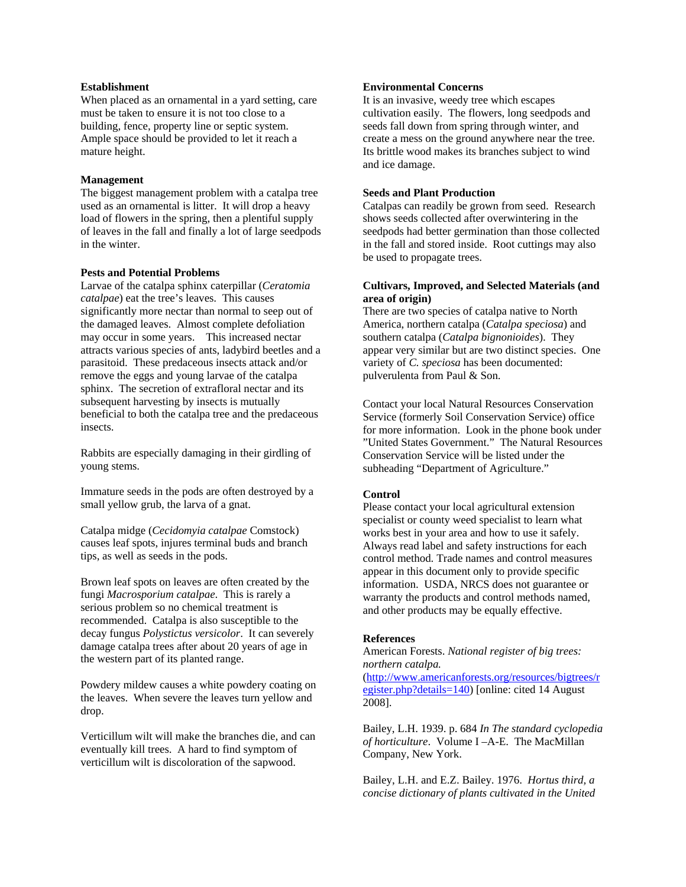**Establishment**

When placed as an ornamental in a yard setting, care must be taken to ensure it is not too close to a building, fence, property line or septic system. Ample space should be provided to let it reach a mature height.

**Management**

The biggest management problem with a catalpa tree used as an ornamental is litter. It will drop a heavy load of flowers in the spring, then a plentiful supply of leaves in the fall and finally a lot of large seedpods in the winter.

**Pests and Potential Problems**

Larvae of the catalpa sphinx caterpillar (*Ceratomia catalpae*) eat the tree's leaves. This causes significantly more nectar than normal to seep out of the damaged leaves. Almost complete defoliation may occur in some years. This increased nectar attracts various species of ants, ladybird beetles and a parasitoid. These predaceous insects attack and/or remove the eggs and young larvae of the catalpa sphinx. The secretion of extrafloral nectar and its subsequent harvesting by insects is mutually beneficial to both the catalpa tree and the predaceous insects.

Rabbits are especially damaging in their girdling of young stems.

Immature seeds in the pods are often destroyed by a small yellow grub, the larva of a gnat.

Catalpa midge (*Cecidomyia catalpae* Comstock) causes leaf spots, injures terminal buds and branch tips, as well as seeds in the pods.

Brown leaf spots on leaves are often created by the fungi *Macrosporium catalpae*. This is rarely a serious problem so no chemical treatment is recommended. Catalpa is also susceptible to the decay fungus *Polystictus versicolor*. It can severely damage catalpa trees after about 20 years of age in the western part of its planted range.

Powdery mildew causes a white powdery coating on the leaves. When severe the leaves turn yellow and drop.

Verticillum wilt will make the branches die, and can eventually kill trees. A hard to find symptom of verticillum wilt is discoloration of the sapwood.

**Environmental Concerns**

It is an invasive, weedy tree which escapes cultivation easily. The flowers, long seedpods and seeds fall down from spring through winter, and create a mess on the ground anywhere near the tree. Its brittle wood makes its branches subject to wind and ice damage.

**Seeds and Plant Production**

Catalpas can readily be grown from seed. Research shows seeds collected after overwintering in the seedpods had better germination than those collected in the fall and stored inside. Root cuttings may also be used to propagate trees.

**Cultivars, Improved, and Selected Materials (and area of origin)**

There are two species of catalpa native to North America, northern catalpa (*Catalpa speciosa*) and southern catalpa (*Catalpa bignonioides*). They appear very similar but are two distinct species. One variety of *C. speciosa* has been documented: pulverulenta from Paul & Son.

Contact your local Natural Resources Conservation Service (formerly Soil Conservation Service) office for more information. Look in the phone book under "United States Government." The Natural Resources Conservation Service will be listed under the subheading "Department of Agriculture."

**Control**

Please contact your local agricultural extension specialist or county weed specialist to learn what works best in your area and how to use it safely. Always read label and safety instructions for each control method. Trade names and control measures appear in this document only to provide specific information. USDA, NRCS does not guarantee or warranty the products and control methods named, and other products may be equally effective.

**References**

American Forests. *National register of big trees: northern catalpa.* (http://www.americanforests.org/resources/bigtrees/register.php?details=140) [online: cited 14 August 2008].

Bailey, L.H. 1939. p. 684 *In The standard cyclopedia of horticulture*. Volume I –A-E. The MacMillan Company, New York.

Bailey, L.H. and E.Z. Bailey. 1976. *Hortus third, a concise dictionary of plants cultivated in the United*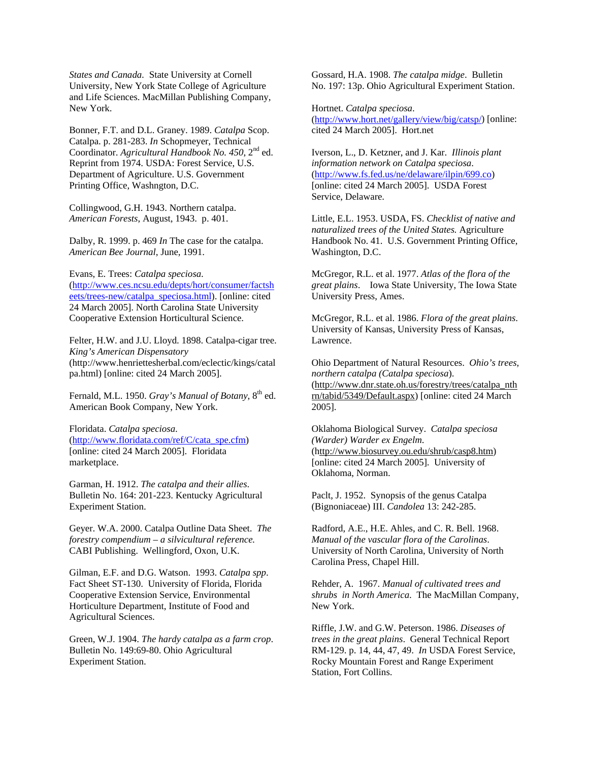*States and Canada*. State University at Cornell University, New York State College of Agriculture and Life Sciences. MacMillan Publishing Company, New York.

Bonner, F.T. and D.L. Graney. 1989. *Catalpa* Scop. Catalpa. p. 281-283. *In* Schopmeyer, Technical Coordinator. *Agricultural Handbook No. 450*, 2nd ed. Reprint from 1974. USDA: Forest Service, U.S. Department of Agriculture. U.S. Government Printing Office, Washngton, D.C.

Collingwood, G.H. 1943. Northern catalpa. *American Forests*, August, 1943. p. 401.

Dalby, R. 1999. p. 469 *In* The case for the catalpa. *American Bee Journal*, June, 1991.

Evans, E. Trees: *Catalpa speciosa*. (http://www.ces.ncsu.edu/depts/hort/consumer/factsheets/trees-new/catalpa_speciosa.html). [online: cited 24 March 2005]. North Carolina State University Cooperative Extension Horticultural Science.

Felter, H.W. and J.U. Lloyd. 1898. Catalpa-cigar tree. *King's American Dispensatory* (http://www.henriettesherbal.com/eclectic/kings/catalpa.html) [online: cited 24 March 2005].

Fernald, M.L. 1950. *Gray's Manual of Botany*, 8th ed. American Book Company, New York.

Floridata. *Catalpa speciosa*. (http://www.floridata.com/ref/C/cata_spe.cfm) [online: cited 24 March 2005]. Floridata marketplace.

Garman, H. 1912. *The catalpa and their allies*. Bulletin No. 164: 201-223. Kentucky Agricultural Experiment Station.

Geyer. W.A. 2000. Catalpa Outline Data Sheet. *The forestry compendium – a silvicultural reference.* CABI Publishing. Wellingford, Oxon, U.K.

Gilman, E.F. and D.G. Watson. 1993. *Catalpa spp*. Fact Sheet ST-130. University of Florida, Florida Cooperative Extension Service, Environmental Horticulture Department, Institute of Food and Agricultural Sciences.

Green, W.J. 1904. *The hardy catalpa as a farm crop*. Bulletin No. 149:69-80. Ohio Agricultural Experiment Station.

Gossard, H.A. 1908. *The catalpa midge*. Bulletin No. 197: 13p. Ohio Agricultural Experiment Station.

Hortnet. *Catalpa speciosa*. (http://www.hort.net/gallery/view/big/catsp/) [online: cited 24 March 2005]. Hort.net

Iverson, L., D. Ketzner, and J. Kar. *Illinois plant information network on Catalpa speciosa*. (http://www.fs.fed.us/ne/delaware/ilpin/699.co) [online: cited 24 March 2005]. USDA Forest Service, Delaware.

Little, E.L. 1953. USDA, FS. *Checklist of native and naturalized trees of the United States.* Agriculture Handbook No. 41. U.S. Government Printing Office, Washington, D.C.

McGregor, R.L. et al. 1977. *Atlas of the flora of the great plains*. Iowa State University, The Iowa State University Press, Ames.

McGregor, R.L. et al. 1986. *Flora of the great plains*. University of Kansas, University Press of Kansas, Lawrence.

Ohio Department of Natural Resources. *Ohio's trees, northern catalpa (Catalpa speciosa*). (http://www.dnr.state.oh.us/forestry/trees/catalpa_nthrn/tabid/5349/Default.aspx) [online: cited 24 March 2005].

Oklahoma Biological Survey. *Catalpa speciosa (Warder) Warder ex Engelm.* (http://www.biosurvey.ou.edu/shrub/casp8.htm) [online: cited 24 March 2005]. University of Oklahoma, Norman.

Paclt, J. 1952. Synopsis of the genus Catalpa (Bignoniaceae) III. *Candolea* 13: 242-285.

Radford, A.E., H.E. Ahles, and C. R. Bell. 1968. *Manual of the vascular flora of the Carolinas*. University of North Carolina, University of North Carolina Press, Chapel Hill.

Rehder, A. 1967. *Manual of cultivated trees and shrubs in North America.* The MacMillan Company, New York.

Riffle, J.W. and G.W. Peterson. 1986. *Diseases of trees in the great plains*. General Technical Report RM-129. p. 14, 44, 47, 49. *In* USDA Forest Service, Rocky Mountain Forest and Range Experiment Station, Fort Collins.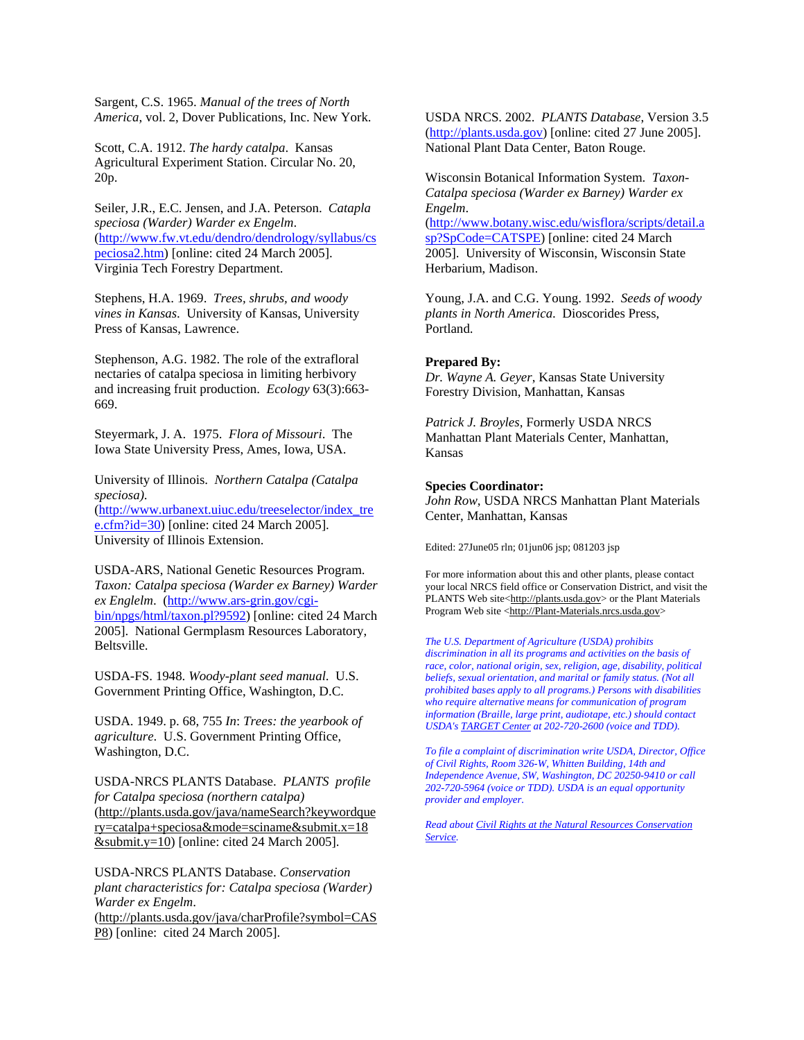Sargent, C.S. 1965. *Manual of the trees of North America*, vol. 2, Dover Publications, Inc. New York.

Scott, C.A. 1912. *The hardy catalpa*. Kansas Agricultural Experiment Station. Circular No. 20, 20p.

Seiler, J.R., E.C. Jensen, and J.A. Peterson. *Catapla speciosa (Warder) Warder ex Engelm*. (http://www.fw.vt.edu/dendro/dendrology/syllabus/cspeciosa2.htm) [online: cited 24 March 2005]. Virginia Tech Forestry Department.

Stephens, H.A. 1969. *Trees, shrubs, and woody vines in Kansas*. University of Kansas, University Press of Kansas, Lawrence.

Stephenson, A.G. 1982. The role of the extrafloral nectaries of catalpa speciosa in limiting herbivory and increasing fruit production. *Ecology* 63(3):663-669.

Steyermark, J. A. 1975. *Flora of Missouri*. The Iowa State University Press, Ames, Iowa, USA.

University of Illinois. *Northern Catalpa (Catalpa speciosa).* (http://www.urbanext.uiuc.edu/treeselector/index_tree.cfm?id=30) [online: cited 24 March 2005]. University of Illinois Extension.

USDA-ARS, National Genetic Resources Program. *Taxon: Catalpa speciosa (Warder ex Barney) Warder ex Engelm*. (http://www.ars-grin.gov/cgi-bin/npgs/html/taxon.pl?9592) [online: cited 24 March 2005]. National Germplasm Resources Laboratory, Beltsville.

USDA-FS. 1948. *Woody-plant seed manual*. U.S. Government Printing Office, Washington, D.C.

USDA. 1949. p. 68, 755 *In*: *Trees: the yearbook of agriculture*. U.S. Government Printing Office, Washington, D.C.

USDA-NRCS PLANTS Database. *PLANTS profile for Catalpa speciosa (northern catalpa)* (http://plants.usda.gov/java/nameSearch?keywordquery=catalpa+speciosa&mode=sciname&submit.x=18&submit.y=10) [online: cited 24 March 2005].

USDA-NRCS PLANTS Database. *Conservation plant characteristics for: Catalpa speciosa (Warder) Warder ex Engelm*. (http://plants.usda.gov/java/charProfile?symbol=CASP8) [online: cited 24 March 2005].

USDA NRCS. 2002. *PLANTS Database*, Version 3.5 (http://plants.usda.gov) [online: cited 27 June 2005]. National Plant Data Center, Baton Rouge.

Wisconsin Botanical Information System. *Taxon-Catalpa speciosa (Warder ex Barney) Warder ex Engelm*. (http://www.botany.wisc.edu/wisflora/scripts/detail.asp?SpCode=CATSPE) [online: cited 24 March 2005]. University of Wisconsin, Wisconsin State Herbarium, Madison.

Young, J.A. and C.G. Young. 1992. *Seeds of woody plants in North America*. Dioscorides Press, Portland.

**Prepared By:**

*Dr. Wayne A. Geyer*, Kansas State University Forestry Division, Manhattan, Kansas

*Patrick J. Broyles*, Formerly USDA NRCS Manhattan Plant Materials Center, Manhattan, Kansas

**Species Coordinator:**

*John Row*, USDA NRCS Manhattan Plant Materials Center, Manhattan, Kansas

Edited: 27June05 rln; 01jun06 jsp; 081203 jsp

For more information about this and other plants, please contact your local NRCS field office or Conservation District, and visit the PLANTS Web site<http://plants.usda.gov> or the Plant Materials Program Web site <http://Plant-Materials.nrcs.usda.gov>

*The U.S. Department of Agriculture (USDA) prohibits discrimination in all its programs and activities on the basis of race, color, national origin, sex, religion, age, disability, political beliefs, sexual orientation, and marital or family status. (Not all prohibited bases apply to all programs.) Persons with disabilities who require alternative means for communication of program information (Braille, large print, audiotape, etc.) should contact USDA's TARGET Center at 202-720-2600 (voice and TDD).*

*To file a complaint of discrimination write USDA, Director, Office of Civil Rights, Room 326-W, Whitten Building, 14th and Independence Avenue, SW, Washington, DC 20250-9410 or call 202-720-5964 (voice or TDD). USDA is an equal opportunity provider and employer.*

*Read about Civil Rights at the Natural Resources Conservation Service.*